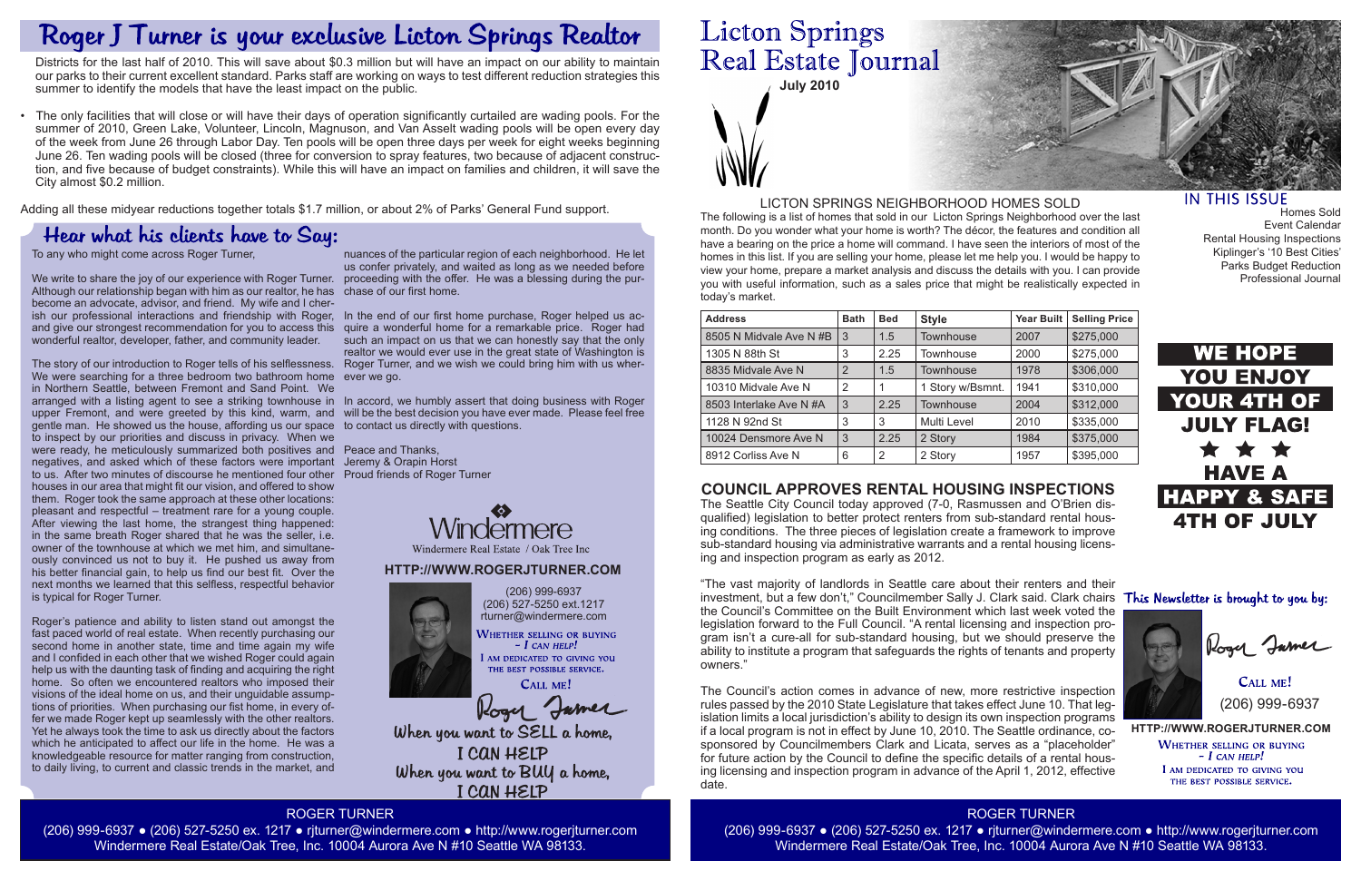# Roger J Turner is your exclusive Licton Springs Realtor

Districts for the last half of 2010. This will save about $0.3 million but will have an impact on our ability to maintain our parks to their current excellent standard. Parks staff are working on ways to test different reduction strategies this summer to identify the models that have the least impact on the public.

- The only facilities that will close or will have their days of operation significantly curtailed are wading pools. For the summer of 2010, Green Lake, Volunteer, Lincoln, Magnuson, and Van Asselt wading pools will be open every day of the week from June 26 through Labor Day. Ten pools will be open three days per week for eight weeks beginning June 26. Ten wading pools will be closed (three for conversion to spray features, two because of adjacent construction, and five because of budget constraints). While this will have an impact on families and children, it will save the City almost $0.2 million.

Adding all these midyear reductions together totals $1.7 million, or about 2% of Parks' General Fund support.

## Hear what his clients have to Say:

To any who might come across Roger Turner,

We write to share the joy of our experience with Roger Turner. Although our relationship began with him as our realtor, he has become an advocate, advisor, and friend. My wife and I cherish our professional interactions and friendship with Roger, and give our strongest recommendation for you to access this wonderful realtor, developer, father, and community leader.

The story of our introduction to Roger tells of his selflessness. We were searching for a three bedroom two bathroom home in Northern Seattle, between Fremont and Sand Point. We arranged with a listing agent to see a striking townhouse in upper Fremont, and were greeted by this kind, warm, and gentle man. He showed us the house, affording us our space to inspect by our priorities and discuss in privacy. When we were ready, he meticulously summarized both positives and negatives, and asked which of these factors were important to us. After two minutes of discourse he mentioned four other houses in our area that might fit our vision, and offered to show them. Roger took the same approach at these other locations: pleasant and respectful – treatment rare for a young couple. After viewing the last home, the strangest thing happened: in the same breath Roger shared that he was the seller, i.e. owner of the townhouse at which we met him, and simultaneously convinced us not to buy it. He pushed us away from his better financial gain, to help us find our best fit. Over the next months we learned that this selfless, respectful behavior is typical for Roger Turner.

Roger's patience and ability to listen stand out amongst the fast paced world of real estate. When recently purchasing our second home in another state, time and time again my wife and I confided in each other that we wished Roger could again help us with the daunting task of finding and acquiring the right home. So often we encountered realtors who imposed their visions of the ideal home on us, and their unguidable assumptions of priorities. When purchasing our fist home, in every offer we made Roger kept up seamlessly with the other realtors. Yet he always took the time to ask us directly about the factors which he anticipated to affect our life in the home. He was a knowledgeable resource for matter ranging from construction, to daily living, to current and classic trends in the market, and nuances of the particular region of each neighborhood. He let us confer privately, and waited as long as we needed before proceeding with the offer. He was a blessing during the purchase of our first home.

In the end of our first home purchase, Roger helped us acquire a wonderful home for a remarkable price. Roger had such an impact on us that we can honestly say that the only realtor we would ever use in the great state of Washington is Roger Turner, and we wish we could bring him with us wherever we go.

In accord, we humbly assert that doing business with Roger will be the best decision you have ever made. Please feel free to contact us directly with questions.

Peace and Thanks,
Jeremy & Orapin Horst
Proud friends of Roger Turner

Windermere
Windermere Real Estate / Oak Tree Inc

**HTTP://WWW.ROGERJTURNER.COM**

(206) 999-6937
(206) 527-5250 ext.1217
rturner@windermere.com

WHETHER SELLING OR BUYING – *I CAN HELP!*
I AM DEDICATED TO GIVING YOU THE BEST POSSIBLE SERVICE.
CALL ME!

Roger Turner

When you want to SELL a home, I CAN HELP
When you want to BUY a home, I CAN HELP

ROGER TURNER
(206) 999-6937 ● (206) 527-5250 ex. 1217 ● rjturner@windermere.com ● http://www.rogerjturner.com
Windermere Real Estate/Oak Tree, Inc. 10004 Aurora Ave N #10 Seattle WA 98133.

# Licton Springs Real Estate Journal

**July 2010**

## IN THIS ISSUE

Homes Sold
Event Calendar
Rental Housing Inspections
Kiplinger's '10 Best Cities'
Parks Budget Reduction
Professional Journal

## LICTON SPRINGS NEIGHBORHOOD HOMES SOLD

The following is a list of homes that sold in our Licton Springs Neighborhood over the last month. Do you wonder what your home is worth? The décor, the features and condition all have a bearing on the price a home will command. I have seen the interiors of most of the homes in this list. If you are selling your home, please let me help you. I would be happy to view your home, prepare a market analysis and discuss the details with you. I can provide you with useful information, such as a sales price that might be realistically expected in today's market.

| Address | Bath | Bed | Style | Year Built | Selling Price |
|---|---|---|---|---|---|
| 8505 N Midvale Ave N #B | 3 | 1.5 | Townhouse | 2007 | $275,000 |
| 1305 N 88th St | 3 | 2.25 | Townhouse | 2000 | $275,000 |
| 8835 Midvale Ave N | 2 | 1.5 | Townhouse | 1978 | $306,000 |
| 10310 Midvale Ave N | 2 | 1 | 1 Story w/Bsmnt. | 1941 | $310,000 |
| 8503 Interlake Ave N #A | 3 | 2.25 | Townhouse | 2004 | $312,000 |
| 1128 N 92nd St | 3 | 3 | Multi Level | 2010 | $335,000 |
| 10024 Densmore Ave N | 3 | 2.25 | 2 Story | 1984 | $375,000 |
| 8912 Corliss Ave N | 6 | 2 | 2 Story | 1957 | $395,000 |

**WE HOPE YOU ENJOY YOUR 4TH OF JULY FLAG!**
★ ★ ★
**HAVE A HAPPY & SAFE 4TH OF JULY**

## COUNCIL APPROVES RENTAL HOUSING INSPECTIONS

The Seattle City Council today approved (7-0, Rasmussen and O'Brien disqualified) legislation to better protect renters from sub-standard rental housing conditions. The three pieces of legislation create a framework to improve sub-standard housing via administrative warrants and a rental housing licensing and inspection program as early as 2012.

"The vast majority of landlords in Seattle care about their renters and their investment, but a few don't," Councilmember Sally J. Clark said. Clark chairs the Council's Committee on the Built Environment which last week voted the legislation forward to the Full Council. "A rental licensing and inspection program isn't a cure-all for sub-standard housing, but we should preserve the ability to institute a program that safeguards the rights of tenants and property owners."

The Council's action comes in advance of new, more restrictive inspection rules passed by the 2010 State Legislature that takes effect June 10. That legislation limits a local jurisdiction's ability to design its own inspection programs if a local program is not in effect by June 10, 2010. The Seattle ordinance, co-sponsored by Councilmembers Clark and Licata, serves as a "placeholder" for future action by the Council to define the specific details of a rental housing licensing and inspection program in advance of the April 1, 2012, effective date.

This Newsletter is brought to you by:

Roger Turner

CALL ME!
(206) 999-6937

**HTTP://WWW.ROGERJTURNER.COM**

WHETHER SELLING OR BUYING – *I CAN HELP!*
I AM DEDICATED TO GIVING YOU THE BEST POSSIBLE SERVICE.

ROGER TURNER
(206) 999-6937 ● (206) 527-5250 ex. 1217 ● rjturner@windermere.com ● http://www.rogerjturner.com
Windermere Real Estate/Oak Tree, Inc. 10004 Aurora Ave N #10 Seattle WA 98133.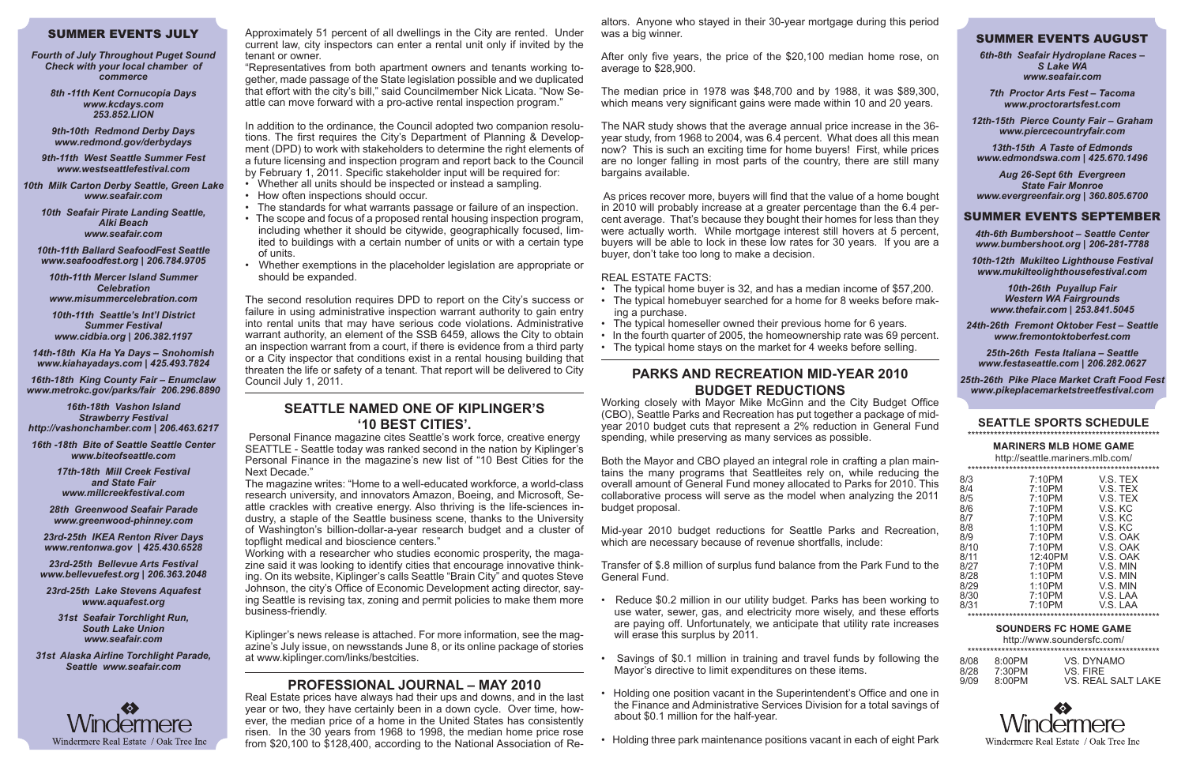## SUMMER EVENTS JULY

*Fourth of July Throughout Puget Sound*
*Check with your local chamber of commerce*

*8th -11th Kent Cornucopia Days*
*www.kcdays.com*
*253.852.LION*

*9th-10th Redmond Derby Days*
*www.redmond.gov/derbydays*

*9th-11th West Seattle Summer Fest*
*www.westseattlefestival.com*

*10th Milk Carton Derby Seattle, Green Lake*
*www.seafair.com*

*10th Seafair Pirate Landing Seattle, Alki Beach*
*www.seafair.com*

*10th-11th Ballard SeafoodFest Seattle*
*www.seafoodfest.org | 206.784.9705*

*10th-11th Mercer Island Summer Celebration*
*www.misummercelebration.com*

*10th-11th Seattle's Int'l District Summer Festival*
*www.cidbia.org | 206.382.1197*

*14th-18th Kia Ha Ya Days – Snohomish*
*www.kiahayadays.com | 425.493.7824*

*16th-18th King County Fair – Enumclaw*
*www.metrokc.gov/parks/fair 206.296.8890*

*16th-18th Vashon Island Strawberry Festival*
*http://vashonchamber.com | 206.463.6217*

*16th -18th Bite of Seattle Seattle Center*
*www.biteofseattle.com*

*17th-18th Mill Creek Festival and State Fair*
*www.millcreekfestival.com*

*28th Greenwood Seafair Parade*
*www.greenwood-phinney.com*

*23rd-25th IKEA Renton River Days*
*www.rentonwa.gov | 425.430.6528*

*23rd-25th Bellevue Arts Festival*
*www.bellevuefest.org | 206.363.2048*

*23rd-25th Lake Stevens Aquafest*
*www.aquafest.org*

*31st Seafair Torchlight Run, South Lake Union*
*www.seafair.com*

*31st Alaska Airline Torchlight Parade, Seattle www.seafair.com*

Windermere
Windermere Real Estate / Oak Tree Inc

Approximately 51 percent of all dwellings in the City are rented. Under current law, city inspectors can enter a rental unit only if invited by the tenant or owner.

"Representatives from both apartment owners and tenants working together, made passage of the State legislation possible and we duplicated that effort with the city's bill," said Councilmember Nick Licata. "Now Seattle can move forward with a pro-active rental inspection program."

In addition to the ordinance, the Council adopted two companion resolutions. The first requires the City's Department of Planning & Development (DPD) to work with stakeholders to determine the right elements of a future licensing and inspection program and report back to the Council by February 1, 2011. Specific stakeholder input will be required for:

- Whether all units should be inspected or instead a sampling.
- How often inspections should occur.
- The standards for what warrants passage or failure of an inspection.
- The scope and focus of a proposed rental housing inspection program, including whether it should be citywide, geographically focused, limited to buildings with a certain number of units or with a certain type of units.
- Whether exemptions in the placeholder legislation are appropriate or should be expanded.

The second resolution requires DPD to report on the City's success or failure in using administrative inspection warrant authority to gain entry into rental units that may have serious code violations. Administrative warrant authority, an element of the SSB 6459, allows the City to obtain an inspection warrant from a court, if there is evidence from a third party or a City inspector that conditions exist in a rental housing building that threaten the life or safety of a tenant. That report will be delivered to City Council July 1, 2011.

## SEATTLE NAMED ONE OF KIPLINGER'S '10 BEST CITIES'.

Personal Finance magazine cites Seattle's work force, creative energy SEATTLE - Seattle today was ranked second in the nation by Kiplinger's Personal Finance in the magazine's new list of "10 Best Cities for the Next Decade."

The magazine writes: "Home to a well-educated workforce, a world-class research university, and innovators Amazon, Boeing, and Microsoft, Seattle crackles with creative energy. Also thriving is the life-sciences industry, a staple of the Seattle business scene, thanks to the University of Washington's billion-dollar-a-year research budget and a cluster of topflight medical and bioscience centers."

Working with a researcher who studies economic prosperity, the magazine said it was looking to identify cities that encourage innovative thinking. On its website, Kiplinger's calls Seattle "Brain City" and quotes Steve Johnson, the city's Office of Economic Development acting director, saying Seattle is revising tax, zoning and permit policies to make them more business-friendly.

Kiplinger's news release is attached. For more information, see the magazine's July issue, on newsstands June 8, or its online package of stories at www.kiplinger.com/links/bestcities.

## PROFESSIONAL JOURNAL – MAY 2010

Real Estate prices have always had their ups and downs, and in the last year or two, they have certainly been in a down cycle. Over time, however, the median price of a home in the United States has consistently risen. In the 30 years from 1968 to 1998, the median home price rose from $20,100 to $128,400, according to the National Association of Realtors. Anyone who stayed in their 30-year mortgage during this period was a big winner.

After only five years, the price of the $20,100 median home rose, on average to $28,900.

The median price in 1978 was $48,700 and by 1988, it was $89,300, which means very significant gains were made within 10 and 20 years.

The NAR study shows that the average annual price increase in the 36-year study, from 1968 to 2004, was 6.4 percent. What does all this mean now? This is such an exciting time for home buyers! First, while prices are no longer falling in most parts of the country, there are still many bargains available.

As prices recover more, buyers will find that the value of a home bought in 2010 will probably increase at a greater percentage than the 6.4 percent average. That's because they bought their homes for less than they were actually worth. While mortgage interest still hovers at 5 percent, buyers will be able to lock in these low rates for 30 years. If you are a buyer, don't take too long to make a decision.

REAL ESTATE FACTS:

- The typical home buyer is 32, and has a median income of $57,200.
- The typical homebuyer searched for a home for 8 weeks before making a purchase.
- The typical homeseller owned their previous home for 6 years.
- In the fourth quarter of 2005, the homeownership rate was 69 percent.
- The typical home stays on the market for 4 weeks before selling.

## PARKS AND RECREATION MID-YEAR 2010 BUDGET REDUCTIONS

Working closely with Mayor Mike McGinn and the City Budget Office (CBO), Seattle Parks and Recreation has put together a package of mid-year 2010 budget cuts that represent a 2% reduction in General Fund spending, while preserving as many services as possible.

Both the Mayor and CBO played an integral role in crafting a plan maintains the many programs that Seattleites rely on, while reducing the overall amount of General Fund money allocated to Parks for 2010. This collaborative process will serve as the model when analyzing the 2011 budget proposal.

Mid-year 2010 budget reductions for Seattle Parks and Recreation, which are necessary because of revenue shortfalls, include:

Transfer of $.8 million of surplus fund balance from the Park Fund to the General Fund.

- Reduce $0.2 million in our utility budget. Parks has been working to use water, sewer, gas, and electricity more wisely, and these efforts are paying off. Unfortunately, we anticipate that utility rate increases will erase this surplus by 2011.
- Savings of $0.1 million in training and travel funds by following the Mayor's directive to limit expenditures on these items.
- Holding one position vacant in the Superintendent's Office and one in the Finance and Administrative Services Division for a total savings of about $0.1 million for the half-year.
- Holding three park maintenance positions vacant in each of eight Park

## SUMMER EVENTS AUGUST

*6th-8th Seafair Hydroplane Races – S Lake WA*
*www.seafair.com*

*7th Proctor Arts Fest – Tacoma*
*www.proctorartsfest.com*

*12th-15th Pierce County Fair – Graham*
*www.piercecountryfair.com*

*13th-15th A Taste of Edmonds*
*www.edmondswa.com | 425.670.1496*

*Aug 26-Sept 6th Evergreen State Fair Monroe*
*www.evergreenfair.org | 360.805.6700*

## SUMMER EVENTS SEPTEMBER

*4th-6th Bumbershoot – Seattle Center*
*www.bumbershoot.org | 206-281-7788*

*10th-12th Mukilteo Lighthouse Festival*
*www.mukilteolighthousefestival.com*

*10th-26th Puyallup Fair Western WA Fairgrounds*
*www.thefair.com | 253.841.5045*

*24th-26th Fremont Oktober Fest – Seattle*
*www.fremontoktoberfest.com*

*25th-26th Festa Italiana – Seattle*
*www.festaseattle.com | 206.282.0627*

*25th-26th Pike Place Market Craft Food Fest*
*www.pikeplacemarketstreetfestival.com*

## SEATTLE SPORTS SCHEDULE

**MARINERS MLB HOME GAME**

http://seattle.mariners.mlb.com/

| | | |
|---|---|---|
| 8/3 | 7:10PM | V.S. TEX |
| 8/4 | 7:10PM | V.S. TEX |
| 8/5 | 7:10PM | V.S. TEX |
| 8/6 | 7:10PM | V.S. KC |
| 8/7 | 7:10PM | V.S. KC |
| 8/8 | 1:10PM | V.S. KC |
| 8/9 | 7:10PM | V.S. OAK |
| 8/10 | 7:10PM | V.S. OAK |
| 8/11 | 12:40PM | V.S. OAK |
| 8/27 | 7:10PM | V.S. MIN |
| 8/28 | 1:10PM | V.S. MIN |
| 8/29 | 1:10PM | V.S. MIN |
| 8/30 | 7:10PM | V.S. LAA |
| 8/31 | 7:10PM | V.S. LAA |

**SOUNDERS FC HOME GAME**

http://www.soundersfc.com/

| | | |
|---|---|---|
| 8/08 | 8:00PM | VS. DYNAMO |
| 8/28 | 7:30PM | VS. FIRE |
| 9/09 | 8:00PM | VS. REAL SALT LAKE |

Windermere
Windermere Real Estate / Oak Tree Inc